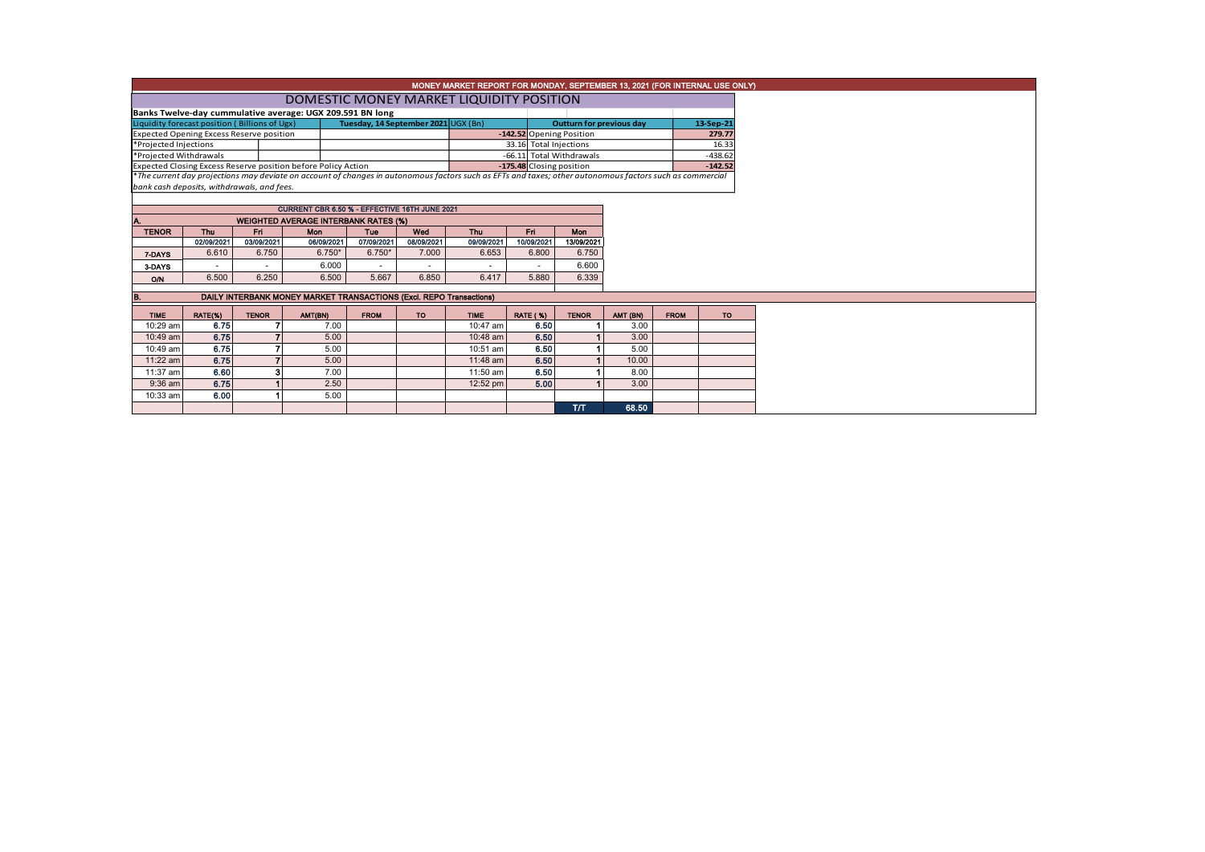# MONEY MARKET REPORT FOR MONDAY, SEPTEMBER 13, 2021 (FOR INTERNAL USE ONLY)

## DOMESTIC MONEY MARKET LIQUIDITY POSITION

**Banks Twelve-day cummulative average: UGX 209.591 BN long**

| Liquidity forecast position ( Billions of Ugx) | Tuesday, 14 September 2021 UGX (Bn) | Outturn for previous day | 13-Sep-21 |
|---|---|---|---|
| Expected Opening Excess Reserve position | -142.52 | Opening Position | 279.77 |
| *Projected Injections | 33.16 | Total Injections | 16.33 |
| *Projected Withdrawals | -66.11 | Total Withdrawals | -438.62 |
| Expected Closing Excess Reserve position before Policy Action | -175.48 | Closing position | -142.52 |

*The current day projections may deviate on account of changes in autonomous factors such as EFTs and taxes; other autonomous factors such as commercial bank cash deposits, withdrawals, and fees.

**CURRENT CBR 6.50 % - EFFECTIVE 16TH JUNE 2021**

### A. WEIGHTED AVERAGE INTERBANK RATES (%)

| TENOR | Thu | Fri | Mon | Tue | Wed | Thu | Fri | Mon |
|---|---|---|---|---|---|---|---|---|
| | 02/09/2021 | 03/09/2021 | 06/09/2021 | 07/09/2021 | 08/09/2021 | 09/09/2021 | 10/09/2021 | 13/09/2021 |
| 7-DAYS | 6.610 | 6.750 | 6.750* | 6.750* | 7.000 | 6.653 | 6.800 | 6.750 |
| 3-DAYS | - | - | 6.000 | - | - | - | - | 6.600 |
| O/N | 6.500 | 6.250 | 6.500 | 5.667 | 6.850 | 6.417 | 5.880 | 6.339 |

### B. DAILY INTERBANK MONEY MARKET TRANSACTIONS (Excl. REPO Transactions)

| TIME | RATE(%) | TENOR | AMT(BN) | FROM | TO | TIME | RATE ( %) | TENOR | AMT (BN) | FROM | TO |
|---|---|---|---|---|---|---|---|---|---|---|---|
| 10:29 am | 6.75 | 7 | 7.00 | | | 10:47 am | 6.50 | 1 | 3.00 | | |
| 10:49 am | 6.75 | 7 | 5.00 | | | 10:48 am | 6.50 | 1 | 3.00 | | |
| 10:49 am | 6.75 | 7 | 5.00 | | | 10:51 am | 6.50 | 1 | 5.00 | | |
| 11:22 am | 6.75 | 7 | 5.00 | | | 11:48 am | 6.50 | 1 | 10.00 | | |
| 11:37 am | 6.60 | 3 | 7.00 | | | 11:50 am | 6.50 | 1 | 8.00 | | |
| 9:36 am | 6.75 | 1 | 2.50 | | | 12:52 pm | 5.00 | 1 | 3.00 | | |
| 10:33 am | 6.00 | 1 | 5.00 | | | | | | | | |
| | | | | | | | | T/T | 68.50 | | |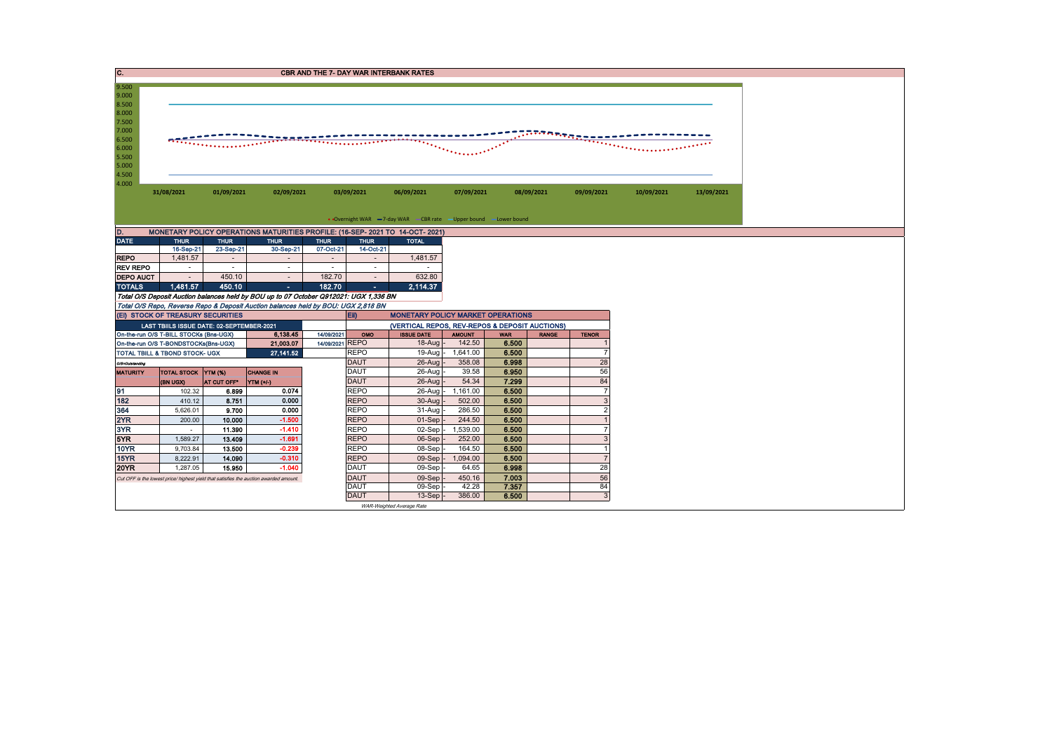## C. CBR AND THE 7- DAY WAR INTERBANK RATES

9.500
9.000
8.500
8.000
7.500
7.000
6.500
6.000
5.500
5.000
4.500
4.000

31/08/2021 01/09/2021 02/09/2021 03/09/2021 06/09/2021 07/09/2021 08/09/2021 09/09/2021 10/09/2021 13/09/2021

• •Overnight WAR —7-day WAR —CBR rate —Upper bound —Lower bound

## D. MONETARY POLICY OPERATIONS MATURITIES PROFILE: (16-SEP- 2021 TO 14-OCT- 2021)

| DATE | THUR | THUR | THUR | THUR | THUR | TOTAL |
|---|---|---|---|---|---|---|
| | 16-Sep-21 | 23-Sep-21 | 30-Sep-21 | 07-Oct-21 | 14-Oct-21 | |
| REPO | 1,481.57 | - | - | - | - | 1,481.57 |
| REV REPO | - | - | - | - | - | - |
| DEPO AUCT | - | 450.10 | - | 182.70 | - | 632.80 |
| TOTALS | 1,481.57 | 450.10 | - | 182.70 | - | 2,114.37 |

*Total O/S Deposit Auction balances held by BOU up to 07 October Q912021: UGX 1,336 BN*

*Total O/S Repo, Reverse Repo & Deposit Auction balances held by BOU: UGX 2,818 BN*

## (EI) STOCK OF TREASURY SECURITIES

| LAST TBIILS ISSUE DATE: 02-SEPTEMBER-2021 | | | |
|---|---|---|---|
| On-the-run O/S T-BILL STOCKs (Bns-UGX) | | 6,138.45 | 14/09/2021 |
| On-the-run O/S T-BONDSTOCKs(Bns-UGX) | | 21,003.07 | 14/09/2021 |
| TOTAL TBILL & TBOND STOCK- UGX | | 27,141.52 | |

O/S=Outstanding

| MATURITY | TOTAL STOCK (BN UGX) | YTM (%) AT CUT OFF* | CHANGE IN YTM (+/-) |
|---|---|---|---|
| 91 | 102.32 | 6.899 | 0.074 |
| 182 | 410.12 | 8.751 | 0.000 |
| 364 | 5,626.01 | 9.700 | 0.000 |
| 2YR | 200.00 | 10.000 | -1.500 |
| 3YR | - | 11.390 | -1.410 |
| 5YR | 1,589.27 | 13.409 | -1.691 |
| 10YR | 9,703.84 | 13.500 | -0.239 |
| 15YR | 8,222.91 | 14.090 | -0.310 |
| 20YR | 1,287.05 | 15.950 | -1.040 |

*Cut OFF is the lowest price/ highest yield that satisfies the auction awarded amount.*

## EII) MONETARY POLICY MARKET OPERATIONS

(VERTICAL REPOS, REV-REPOS & DEPOSIT AUCTIONS)

| OMO | ISSUE DATE | AMOUNT | WAR | RANGE | TENOR |
|---|---|---|---|---|---|
| REPO | 18-Aug - | 142.50 | 6.500 | | 1 |
| REPO | 19-Aug - | 1,641.00 | 6.500 | | 7 |
| DAUT | 26-Aug - | 358.08 | 6.998 | | 28 |
| DAUT | 26-Aug - | 39.58 | 6.950 | | 56 |
| DAUT | 26-Aug - | 54.34 | 7.299 | | 84 |
| REPO | 26-Aug - | 1,161.00 | 6.500 | | 7 |
| REPO | 30-Aug - | 502.00 | 6.500 | | 3 |
| REPO | 31-Aug - | 286.50 | 6.500 | | 2 |
| REPO | 01-Sep - | 244.50 | 6.500 | | 1 |
| REPO | 02-Sep - | 1,539.00 | 6.500 | | 7 |
| REPO | 06-Sep - | 252.00 | 6.500 | | 3 |
| REPO | 08-Sep - | 164.50 | 6.500 | | 1 |
| REPO | 09-Sep - | 1,094.00 | 6.500 | | 7 |
| DAUT | 09-Sep - | 64.65 | 6.998 | | 28 |
| DAUT | 09-Sep - | 450.16 | 7.003 | | 56 |
| DAUT | 09-Sep - | 42.28 | 7.357 | | 84 |
| DAUT | 13-Sep - | 386.00 | 6.500 | | 3 |

*WAR-Weighted Average Rate*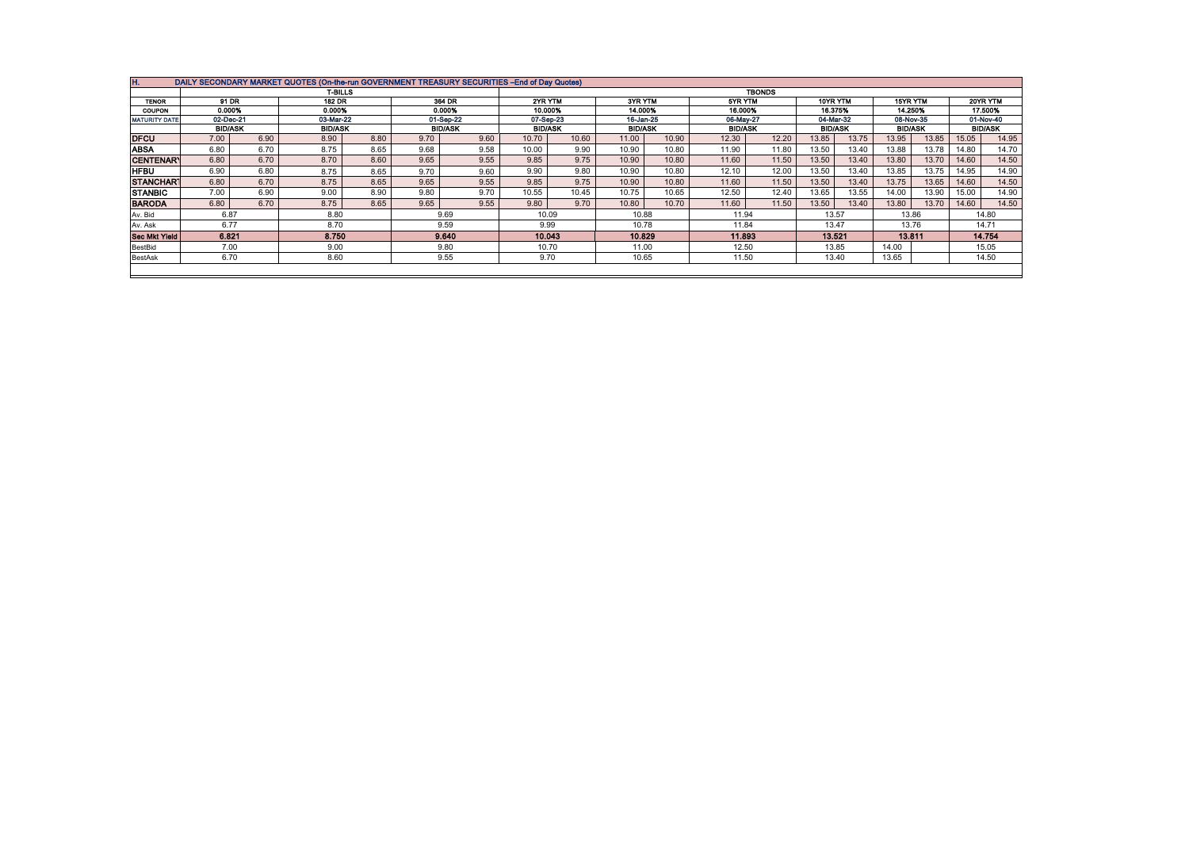## H. DAILY SECONDARY MARKET QUOTES (On-the-run GOVERNMENT TREASURY SECURITIES –End of Day Quotes)

| | T-BILLS | | | | | | TBONDS | | | | | | | | | | | |
|---|---|---|---|---|---|---|---|---|---|---|---|---|---|---|---|---|---|---|
| **TENOR** | **91 DR** | | **182 DR** | | **364 DR** | | **2YR YTM** | | **3YR YTM** | | **5YR YTM** | | **10YR YTM** | | **15YR YTM** | | **20YR YTM** | |
| **COUPON** | **0.000%** | | **0.000%** | | **0.000%** | | **10.000%** | | **14.000%** | | **16.000%** | | **16.375%** | | **14.250%** | | **17.500%** | |
| **MATURITY DATE** | **02-Dec-21** | | **03-Mar-22** | | **01-Sep-22** | | **07-Sep-23** | | **16-Jan-25** | | **06-May-27** | | **04-Mar-32** | | **08-Nov-35** | | **01-Nov-40** | |
| | **BID/ASK** | | **BID/ASK** | | **BID/ASK** | | **BID/ASK** | | **BID/ASK** | | **BID/ASK** | | **BID/ASK** | | **BID/ASK** | | **BID/ASK** | |
| **DFCU** | 7.00 | 6.90 | 8.90 | 8.80 | 9.70 | 9.60 | 10.70 | 10.60 | 11.00 | 10.90 | 12.30 | 12.20 | 13.85 | 13.75 | 13.95 | 13.85 | 15.05 | 14.95 |
| **ABSA** | 6.80 | 6.70 | 8.75 | 8.65 | 9.68 | 9.58 | 10.00 | 9.90 | 10.90 | 10.80 | 11.90 | 11.80 | 13.50 | 13.40 | 13.88 | 13.78 | 14.80 | 14.70 |
| **CENTENARY** | 6.80 | 6.70 | 8.70 | 8.60 | 9.65 | 9.55 | 9.85 | 9.75 | 10.90 | 10.80 | 11.60 | 11.50 | 13.50 | 13.40 | 13.80 | 13.70 | 14.60 | 14.50 |
| **HFBU** | 6.90 | 6.80 | 8.75 | 8.65 | 9.70 | 9.60 | 9.90 | 9.80 | 10.90 | 10.80 | 12.10 | 12.00 | 13.50 | 13.40 | 13.85 | 13.75 | 14.95 | 14.90 |
| **STANCHART** | 6.80 | 6.70 | 8.75 | 8.65 | 9.65 | 9.55 | 9.85 | 9.75 | 10.90 | 10.80 | 11.60 | 11.50 | 13.50 | 13.40 | 13.75 | 13.65 | 14.60 | 14.50 |
| **STANBIC** | 7.00 | 6.90 | 9.00 | 8.90 | 9.80 | 9.70 | 10.55 | 10.45 | 10.75 | 10.65 | 12.50 | 12.40 | 13.65 | 13.55 | 14.00 | 13.90 | 15.00 | 14.90 |
| **BARODA** | 6.80 | 6.70 | 8.75 | 8.65 | 9.65 | 9.55 | 9.80 | 9.70 | 10.80 | 10.70 | 11.60 | 11.50 | 13.50 | 13.40 | 13.80 | 13.70 | 14.60 | 14.50 |
| Av. Bid | 6.87 | | 8.80 | | 9.69 | | 10.09 | | 10.88 | | 11.94 | | 13.57 | | 13.86 | | 14.80 | |
| Av. Ask | 6.77 | | 8.70 | | 9.59 | | 9.99 | | 10.78 | | 11.84 | | 13.47 | | 13.76 | | 14.71 | |
| **Sec Mkt Yield** | **6.821** | | **8.750** | | **9.640** | | **10.043** | | **10.829** | | **11.893** | | **13.521** | | **13.811** | | **14.754** | |
| BestBid | 7.00 | | 9.00 | | 9.80 | | 10.70 | | 11.00 | | 12.50 | | 13.85 | | 14.00 | | 15.05 | |
| BestAsk | 6.70 | | 8.60 | | 9.55 | | 9.70 | | 10.65 | | 11.50 | | 13.40 | | 13.65 | | 14.50 | |